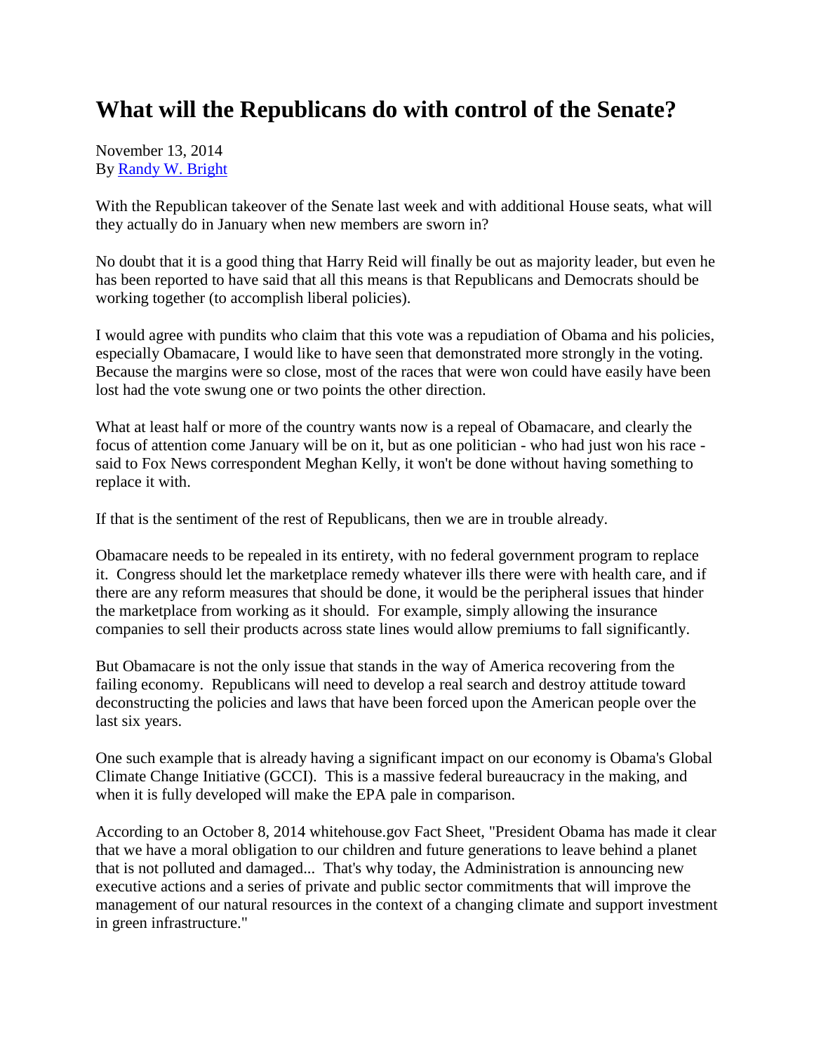# What will the Republicans do with control of the Senate?

November 13, 2014
By [Randy W. Bright]

With the Republican takeover of the Senate last week and with additional House seats, what will they actually do in January when new members are sworn in?

No doubt that it is a good thing that Harry Reid will finally be out as majority leader, but even he has been reported to have said that all this means is that Republicans and Democrats should be working together (to accomplish liberal policies).

I would agree with pundits who claim that this vote was a repudiation of Obama and his policies, especially Obamacare, I would like to have seen that demonstrated more strongly in the voting. Because the margins were so close, most of the races that were won could have easily have been lost had the vote swung one or two points the other direction.

What at least half or more of the country wants now is a repeal of Obamacare, and clearly the focus of attention come January will be on it, but as one politician - who had just won his race - said to Fox News correspondent Meghan Kelly, it won't be done without having something to replace it with.

If that is the sentiment of the rest of Republicans, then we are in trouble already.

Obamacare needs to be repealed in its entirety, with no federal government program to replace it. Congress should let the marketplace remedy whatever ills there were with health care, and if there are any reform measures that should be done, it would be the peripheral issues that hinder the marketplace from working as it should. For example, simply allowing the insurance companies to sell their products across state lines would allow premiums to fall significantly.

But Obamacare is not the only issue that stands in the way of America recovering from the failing economy. Republicans will need to develop a real search and destroy attitude toward deconstructing the policies and laws that have been forced upon the American people over the last six years.

One such example that is already having a significant impact on our economy is Obama's Global Climate Change Initiative (GCCI). This is a massive federal bureaucracy in the making, and when it is fully developed will make the EPA pale in comparison.

According to an October 8, 2014 whitehouse.gov Fact Sheet, "President Obama has made it clear that we have a moral obligation to our children and future generations to leave behind a planet that is not polluted and damaged... That's why today, the Administration is announcing new executive actions and a series of private and public sector commitments that will improve the management of our natural resources in the context of a changing climate and support investment in green infrastructure."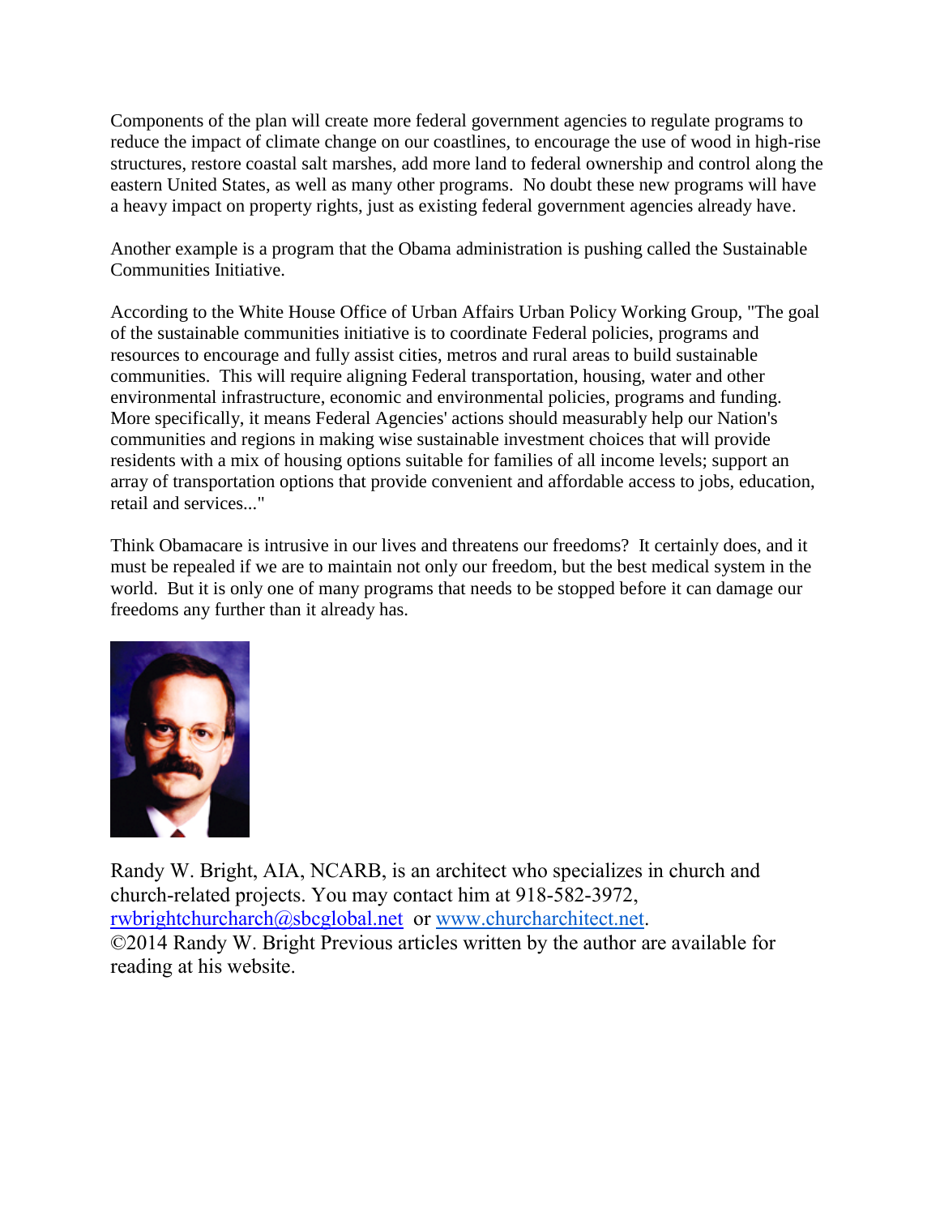Components of the plan will create more federal government agencies to regulate programs to reduce the impact of climate change on our coastlines, to encourage the use of wood in high-rise structures, restore coastal salt marshes, add more land to federal ownership and control along the eastern United States, as well as many other programs. No doubt these new programs will have a heavy impact on property rights, just as existing federal government agencies already have.

Another example is a program that the Obama administration is pushing called the Sustainable Communities Initiative.

According to the White House Office of Urban Affairs Urban Policy Working Group, "The goal of the sustainable communities initiative is to coordinate Federal policies, programs and resources to encourage and fully assist cities, metros and rural areas to build sustainable communities. This will require aligning Federal transportation, housing, water and other environmental infrastructure, economic and environmental policies, programs and funding. More specifically, it means Federal Agencies' actions should measurably help our Nation's communities and regions in making wise sustainable investment choices that will provide residents with a mix of housing options suitable for families of all income levels; support an array of transportation options that provide convenient and affordable access to jobs, education, retail and services..."

Think Obamacare is intrusive in our lives and threatens our freedoms? It certainly does, and it must be repealed if we are to maintain not only our freedom, but the best medical system in the world. But it is only one of many programs that needs to be stopped before it can damage our freedoms any further than it already has.

Randy W. Bright, AIA, NCARB, is an architect who specializes in church and church-related projects. You may contact him at 918-582-3972, rwbrightchurcharch@sbcglobal.net or www.churcharchitect.net.
©2014 Randy W. Bright Previous articles written by the author are available for reading at his website.